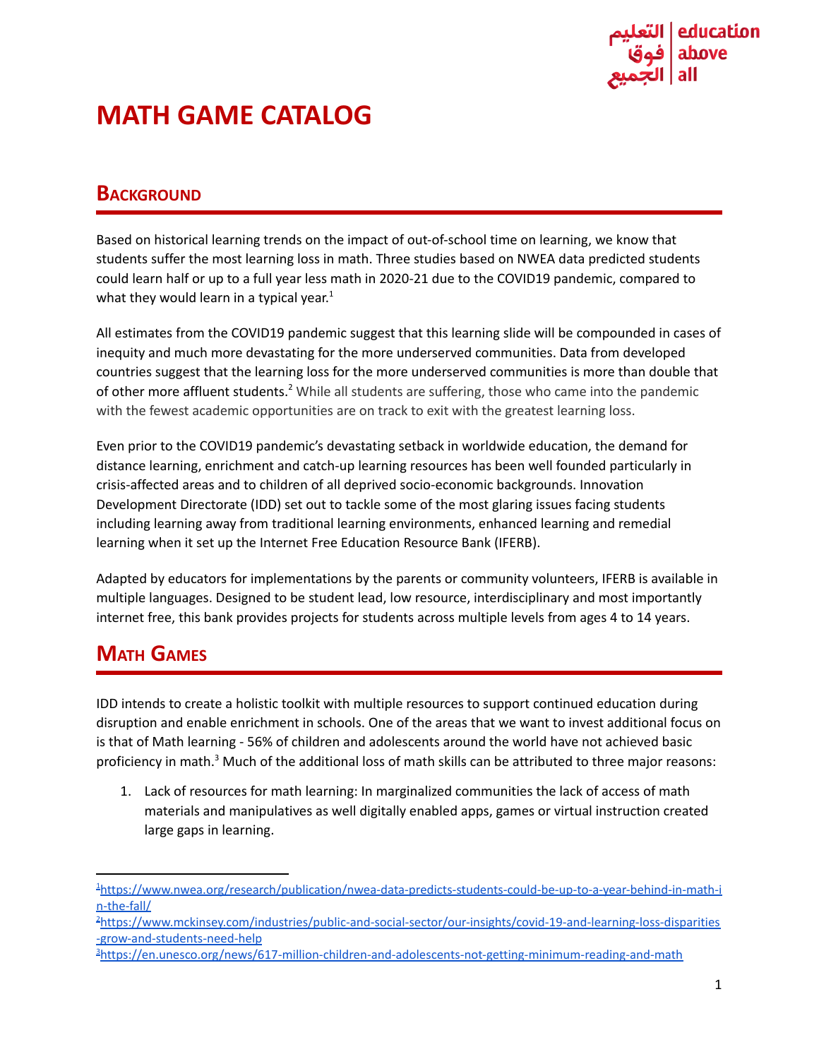# MATH GAME CATALOG

## Background

Based on historical learning trends on the impact of out-of-school time on learning, we know that students suffer the most learning loss in math. Three studies based on NWEA data predicted students could learn half or up to a full year less math in 2020-21 due to the COVID19 pandemic, compared to what they would learn in a typical year.[1]

All estimates from the COVID19 pandemic suggest that this learning slide will be compounded in cases of inequity and much more devastating for the more underserved communities. Data from developed countries suggest that the learning loss for the more underserved communities is more than double that of other more affluent students.[2] While all students are suffering, those who came into the pandemic with the fewest academic opportunities are on track to exit with the greatest learning loss.

Even prior to the COVID19 pandemic's devastating setback in worldwide education, the demand for distance learning, enrichment and catch-up learning resources has been well founded particularly in crisis-affected areas and to children of all deprived socio-economic backgrounds. Innovation Development Directorate (IDD) set out to tackle some of the most glaring issues facing students including learning away from traditional learning environments, enhanced learning and remedial learning when it set up the Internet Free Education Resource Bank (IFERB).

Adapted by educators for implementations by the parents or community volunteers, IFERB is available in multiple languages. Designed to be student lead, low resource, interdisciplinary and most importantly internet free, this bank provides projects for students across multiple levels from ages 4 to 14 years.

## Math Games

IDD intends to create a holistic toolkit with multiple resources to support continued education during disruption and enable enrichment in schools. One of the areas that we want to invest additional focus on is that of Math learning - 56% of children and adolescents around the world have not achieved basic proficiency in math.[3] Much of the additional loss of math skills can be attributed to three major reasons:

1. Lack of resources for math learning: In marginalized communities the lack of access of math materials and manipulatives as well digitally enabled apps, games or virtual instruction created large gaps in learning.

---

[1] https://www.nwea.org/research/publication/nwea-data-predicts-students-could-be-up-to-a-year-behind-in-math-in-the-fall/

[2] https://www.mckinsey.com/industries/public-and-social-sector/our-insights/covid-19-and-learning-loss-disparities-grow-and-students-need-help

[3] https://en.unesco.org/news/617-million-children-and-adolescents-not-getting-minimum-reading-and-math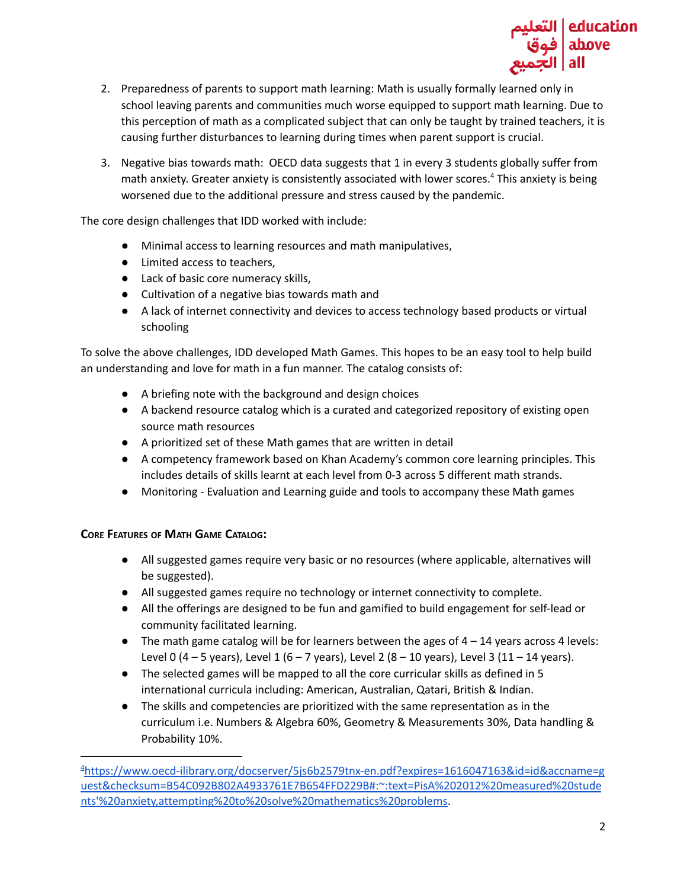2. Preparedness of parents to support math learning: Math is usually formally learned only in school leaving parents and communities much worse equipped to support math learning. Due to this perception of math as a complicated subject that can only be taught by trained teachers, it is causing further disturbances to learning during times when parent support is crucial.

3. Negative bias towards math: OECD data suggests that 1 in every 3 students globally suffer from math anxiety. Greater anxiety is consistently associated with lower scores.[4] This anxiety is being worsened due to the additional pressure and stress caused by the pandemic.

The core design challenges that IDD worked with include:

- Minimal access to learning resources and math manipulatives,
- Limited access to teachers,
- Lack of basic core numeracy skills,
- Cultivation of a negative bias towards math and
- A lack of internet connectivity and devices to access technology based products or virtual schooling

To solve the above challenges, IDD developed Math Games. This hopes to be an easy tool to help build an understanding and love for math in a fun manner. The catalog consists of:

- A briefing note with the background and design choices
- A backend resource catalog which is a curated and categorized repository of existing open source math resources
- A prioritized set of these Math games that are written in detail
- A competency framework based on Khan Academy's common core learning principles. This includes details of skills learnt at each level from 0-3 across 5 different math strands.
- Monitoring - Evaluation and Learning guide and tools to accompany these Math games

**Core Features of Math Game Catalog:**

- All suggested games require very basic or no resources (where applicable, alternatives will be suggested).
- All suggested games require no technology or internet connectivity to complete.
- All the offerings are designed to be fun and gamified to build engagement for self-lead or community facilitated learning.
- The math game catalog will be for learners between the ages of 4 – 14 years across 4 levels: Level 0 (4 – 5 years), Level 1 (6 – 7 years), Level 2 (8 – 10 years), Level 3 (11 – 14 years).
- The selected games will be mapped to all the core curricular skills as defined in 5 international curricula including: American, Australian, Qatari, British & Indian.
- The skills and competencies are prioritized with the same representation as in the curriculum i.e. Numbers & Algebra 60%, Geometry & Measurements 30%, Data handling & Probability 10%.

---

[4] https://www.oecd-ilibrary.org/docserver/5js6b2579tnx-en.pdf?expires=1616047163&id=id&accname=guest&checksum=B54C092B802A4933761E7B654FFD229B#:~:text=PisA%202012%20measured%20students'%20anxiety,attempting%20to%20solve%20mathematics%20problems.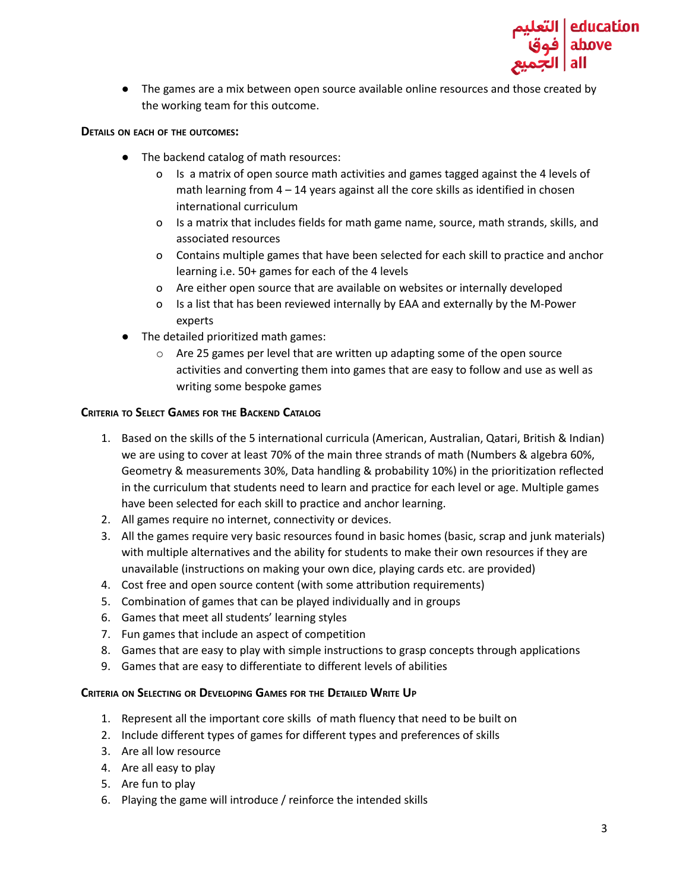- The games are a mix between open source available online resources and those created by the working team for this outcome.

**Details on each of the outcomes:**

- The backend catalog of math resources:
  - Is a matrix of open source math activities and games tagged against the 4 levels of math learning from 4 – 14 years against all the core skills as identified in chosen international curriculum
  - Is a matrix that includes fields for math game name, source, math strands, skills, and associated resources
  - Contains multiple games that have been selected for each skill to practice and anchor learning i.e. 50+ games for each of the 4 levels
  - Are either open source that are available on websites or internally developed
  - Is a list that has been reviewed internally by EAA and externally by the M-Power experts
- The detailed prioritized math games:
  - Are 25 games per level that are written up adapting some of the open source activities and converting them into games that are easy to follow and use as well as writing some bespoke games

**Criteria to Select Games for the Backend Catalog**

1. Based on the skills of the 5 international curricula (American, Australian, Qatari, British & Indian) we are using to cover at least 70% of the main three strands of math (Numbers & algebra 60%, Geometry & measurements 30%, Data handling & probability 10%) in the prioritization reflected in the curriculum that students need to learn and practice for each level or age. Multiple games have been selected for each skill to practice and anchor learning.
2. All games require no internet, connectivity or devices.
3. All the games require very basic resources found in basic homes (basic, scrap and junk materials) with multiple alternatives and the ability for students to make their own resources if they are unavailable (instructions on making your own dice, playing cards etc. are provided)
4. Cost free and open source content (with some attribution requirements)
5. Combination of games that can be played individually and in groups
6. Games that meet all students' learning styles
7. Fun games that include an aspect of competition
8. Games that are easy to play with simple instructions to grasp concepts through applications
9. Games that are easy to differentiate to different levels of abilities

**Criteria on Selecting or Developing Games for the Detailed Write Up**

1. Represent all the important core skills of math fluency that need to be built on
2. Include different types of games for different types and preferences of skills
3. Are all low resource
4. Are all easy to play
5. Are fun to play
6. Playing the game will introduce / reinforce the intended skills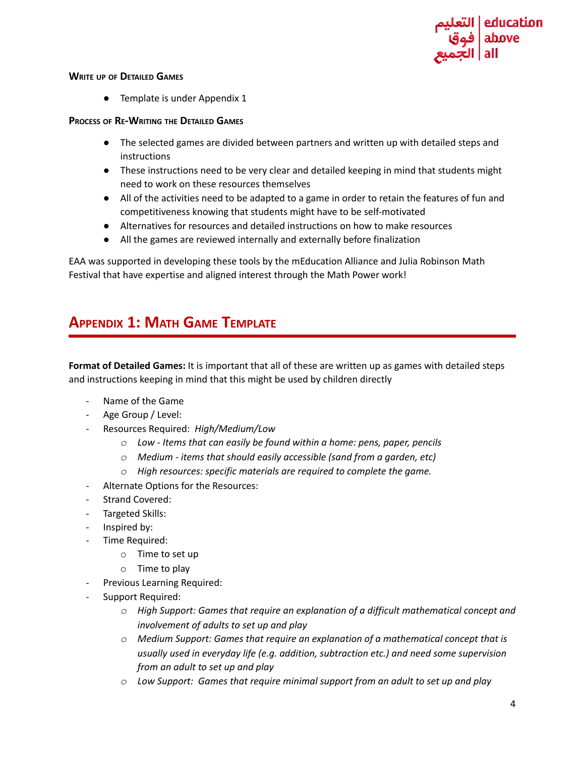**Write up of Detailed Games**

- Template is under Appendix 1

**Process of Re-Writing the Detailed Games**

- The selected games are divided between partners and written up with detailed steps and instructions
- These instructions need to be very clear and detailed keeping in mind that students might need to work on these resources themselves
- All of the activities need to be adapted to a game in order to retain the features of fun and competitiveness knowing that students might have to be self-motivated
- Alternatives for resources and detailed instructions on how to make resources
- All the games are reviewed internally and externally before finalization

EAA was supported in developing these tools by the mEducation Alliance and Julia Robinson Math Festival that have expertise and aligned interest through the Math Power work!

## Appendix 1: Math Game Template

**Format of Detailed Games:** It is important that all of these are written up as games with detailed steps and instructions keeping in mind that this might be used by children directly

- Name of the Game
- Age Group / Level:
- Resources Required: *High/Medium/Low*
  - *Low - Items that can easily be found within a home: pens, paper, pencils*
  - *Medium - items that should easily accessible (sand from a garden, etc)*
  - *High resources: specific materials are required to complete the game.*
- Alternate Options for the Resources:
- Strand Covered:
- Targeted Skills:
- Inspired by:
- Time Required:
  - Time to set up
  - Time to play
- Previous Learning Required:
- Support Required:
  - *High Support: Games that require an explanation of a difficult mathematical concept and involvement of adults to set up and play*
  - *Medium Support: Games that require an explanation of a mathematical concept that is usually used in everyday life (e.g. addition, subtraction etc.) and need some supervision from an adult to set up and play*
  - *Low Support: Games that require minimal support from an adult to set up and play*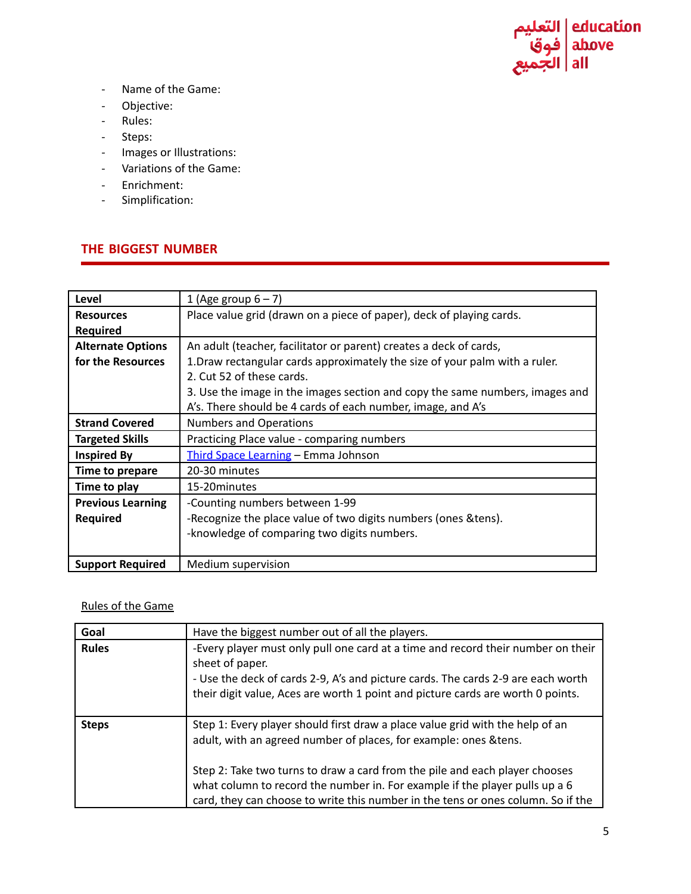- Name of the Game:
- Objective:
- Rules:
- Steps:
- Images or Illustrations:
- Variations of the Game:
- Enrichment:
- Simplification:

## THE BIGGEST NUMBER

| | |
|---|---|
| **Level** | 1 (Age group 6 – 7) |
| **Resources Required** | Place value grid (drawn on a piece of paper), deck of playing cards. |
| **Alternate Options for the Resources** | An adult (teacher, facilitator or parent) creates a deck of cards,<br>1.Draw rectangular cards approximately the size of your palm with a ruler.<br>2. Cut 52 of these cards.<br>3. Use the image in the images section and copy the same numbers, images and A's. There should be 4 cards of each number, image, and A's |
| **Strand Covered** | Numbers and Operations |
| **Targeted Skills** | Practicing Place value - comparing numbers |
| **Inspired By** | Third Space Learning – Emma Johnson |
| **Time to prepare** | 20-30 minutes |
| **Time to play** | 15-20minutes |
| **Previous Learning Required** | -Counting numbers between 1-99<br>-Recognize the place value of two digits numbers (ones &tens).<br>-knowledge of comparing two digits numbers. |
| **Support Required** | Medium supervision |

Rules of the Game

| | |
|---|---|
| **Goal** | Have the biggest number out of all the players. |
| **Rules** | -Every player must only pull one card at a time and record their number on their sheet of paper.<br>- Use the deck of cards 2-9, A's and picture cards. The cards 2-9 are each worth their digit value, Aces are worth 1 point and picture cards are worth 0 points. |
| **Steps** | Step 1: Every player should first draw a place value grid with the help of an adult, with an agreed number of places, for example: ones &tens.<br><br>Step 2: Take two turns to draw a card from the pile and each player chooses what column to record the number in. For example if the player pulls up a 6 card, they can choose to write this number in the tens or ones column. So if the |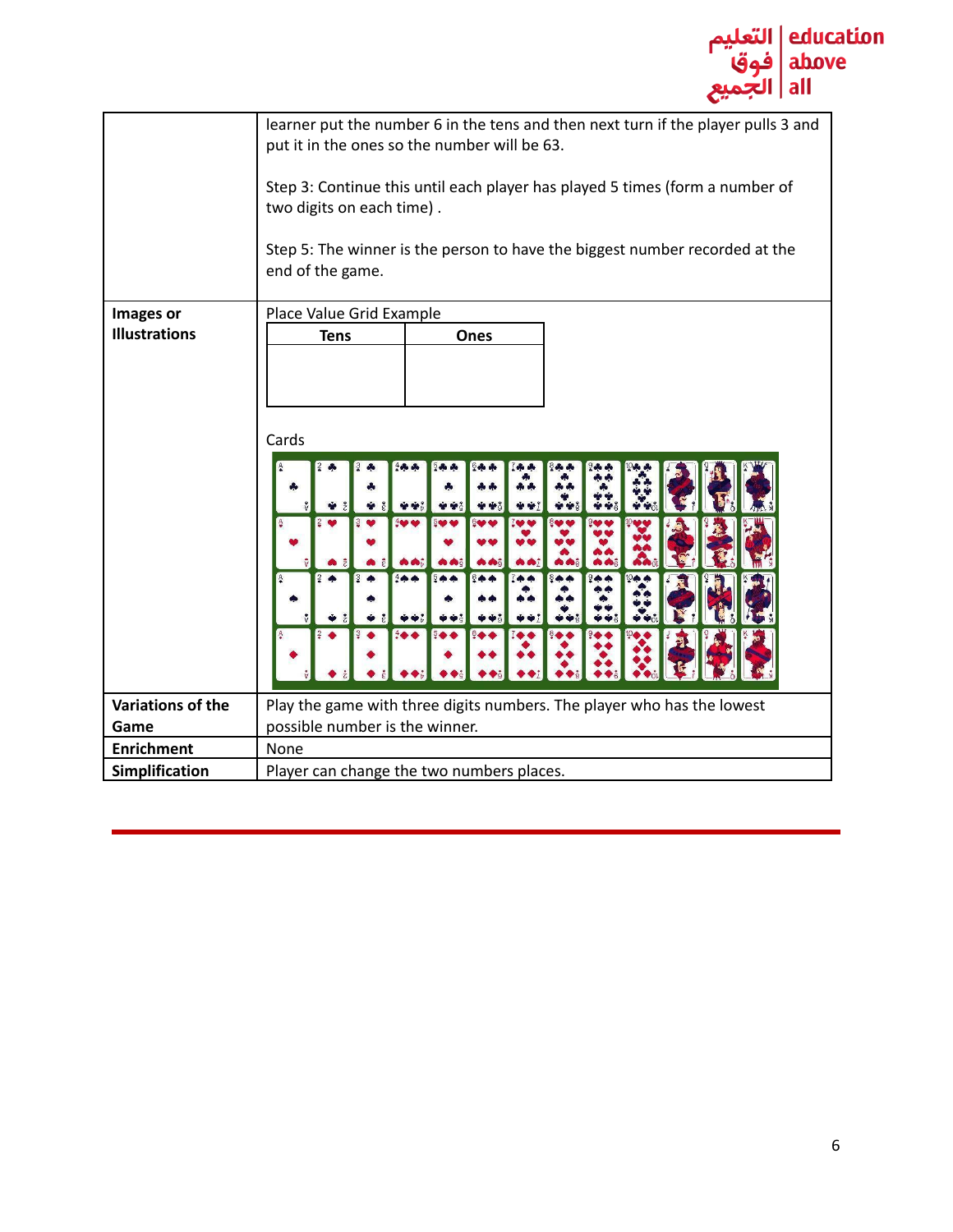| | |
|---|---|
| | learner put the number 6 in the tens and then next turn if the player pulls 3 and put it in the ones so the number will be 63.<br><br>Step 3: Continue this until each player has played 5 times (form a number of two digits on each time) .<br><br>Step 5: The winner is the person to have the biggest number recorded at the end of the game. |
| **Images or Illustrations** | Place Value Grid Example<br><br>\| **Tens** \| **Ones** \|<br>\|---\|---\|<br>\| \| \|<br><br>Cards |
| **Variations of the Game** | Play the game with three digits numbers. The player who has the lowest possible number is the winner. |
| **Enrichment** | None |
| **Simplification** | Player can change the two numbers places. |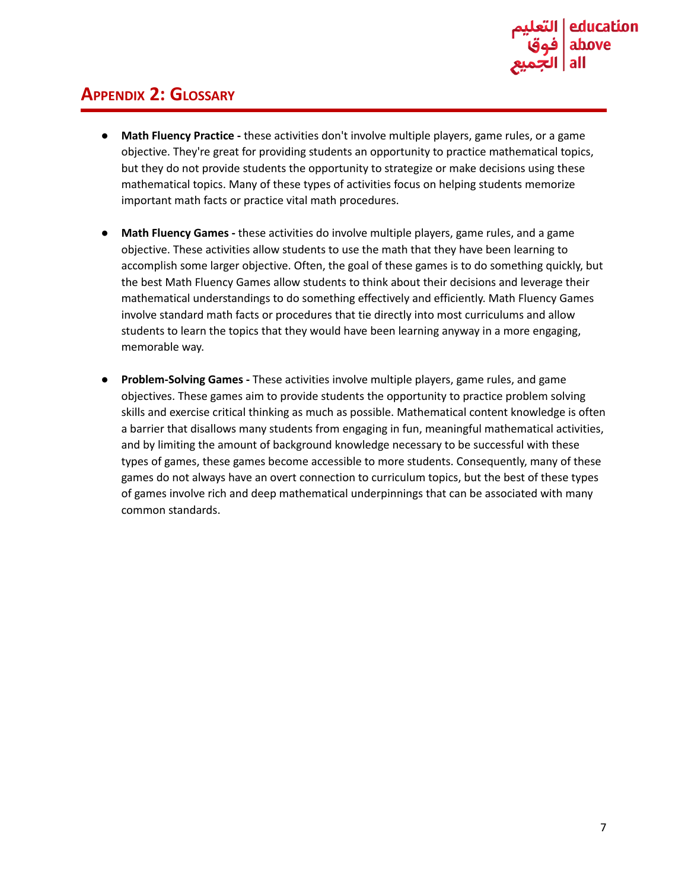## Appendix 2: Glossary

- **Math Fluency Practice -** these activities don't involve multiple players, game rules, or a game objective. They're great for providing students an opportunity to practice mathematical topics, but they do not provide students the opportunity to strategize or make decisions using these mathematical topics. Many of these types of activities focus on helping students memorize important math facts or practice vital math procedures.

- **Math Fluency Games -** these activities do involve multiple players, game rules, and a game objective. These activities allow students to use the math that they have been learning to accomplish some larger objective. Often, the goal of these games is to do something quickly, but the best Math Fluency Games allow students to think about their decisions and leverage their mathematical understandings to do something effectively and efficiently. Math Fluency Games involve standard math facts or procedures that tie directly into most curriculums and allow students to learn the topics that they would have been learning anyway in a more engaging, memorable way.

- **Problem-Solving Games -** These activities involve multiple players, game rules, and game objectives. These games aim to provide students the opportunity to practice problem solving skills and exercise critical thinking as much as possible. Mathematical content knowledge is often a barrier that disallows many students from engaging in fun, meaningful mathematical activities, and by limiting the amount of background knowledge necessary to be successful with these types of games, these games become accessible to more students. Consequently, many of these games do not always have an overt connection to curriculum topics, but the best of these types of games involve rich and deep mathematical underpinnings that can be associated with many common standards.